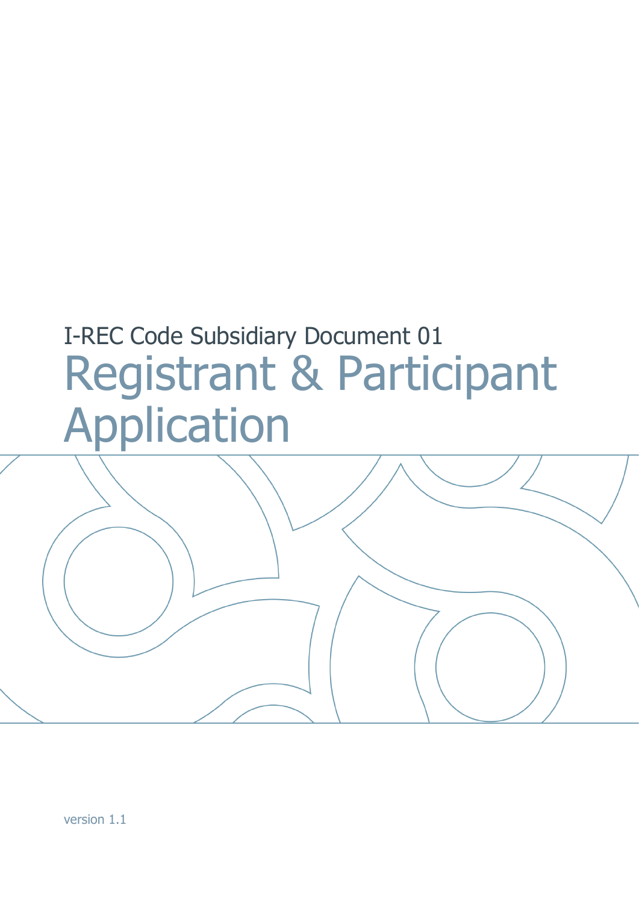I-REC Code Subsidiary Document 01

# Registrant & Participant Application

version 1.1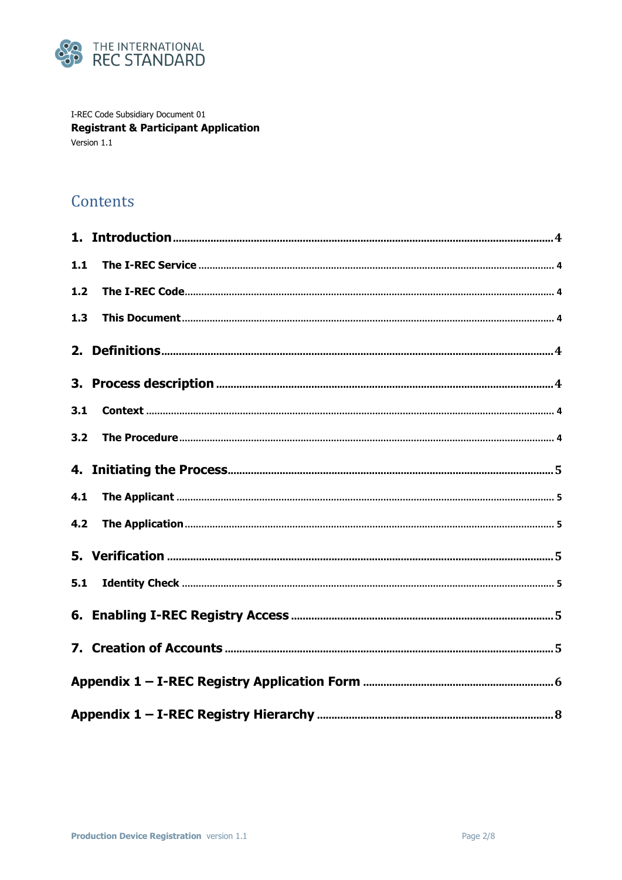I-REC Code Subsidiary Document 01

**Registrant & Participant Application**

Version 1.1

## Contents

**1. Introduction** ..... 4

**1.1 The I-REC Service** ..... 4

**1.2 The I-REC Code** ..... 4

**1.3 This Document** ..... 4

**2. Definitions** ..... 4

**3. Process description** ..... 4

**3.1 Context** ..... 4

**3.2 The Procedure** ..... 4

**4. Initiating the Process** ..... 5

**4.1 The Applicant** ..... 5

**4.2 The Application** ..... 5

**5. Verification** ..... 5

**5.1 Identity Check** ..... 5

**6. Enabling I-REC Registry Access** ..... 5

**7. Creation of Accounts** ..... 5

**Appendix 1 – I-REC Registry Application Form** ..... 6

**Appendix 1 – I-REC Registry Hierarchy** ..... 8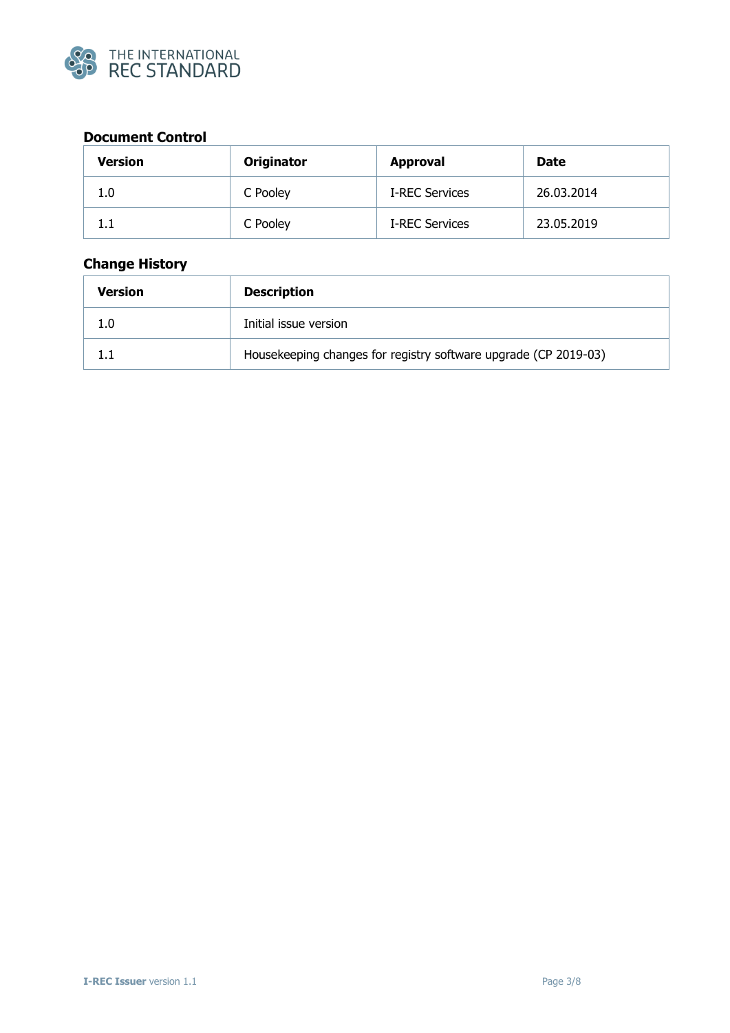## Document Control

| Version | Originator | Approval | Date |
|---|---|---|---|
| 1.0 | C Pooley | I-REC Services | 26.03.2014 |
| 1.1 | C Pooley | I-REC Services | 23.05.2019 |

## Change History

| Version | Description |
|---|---|
| 1.0 | Initial issue version |
| 1.1 | Housekeeping changes for registry software upgrade (CP 2019-03) |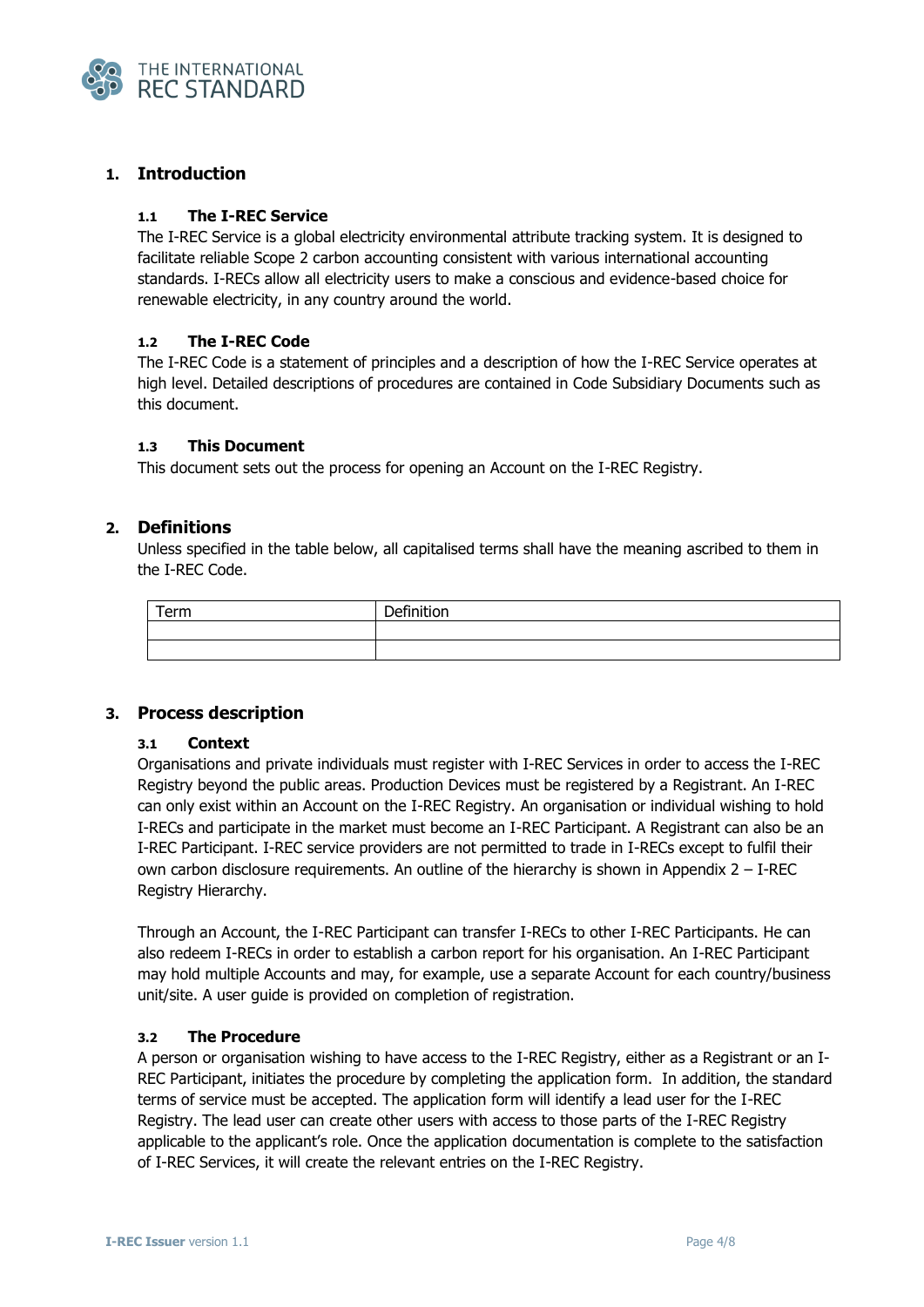# 1. Introduction

## 1.1 The I-REC Service

The I-REC Service is a global electricity environmental attribute tracking system. It is designed to facilitate reliable Scope 2 carbon accounting consistent with various international accounting standards. I-RECs allow all electricity users to make a conscious and evidence-based choice for renewable electricity, in any country around the world.

## 1.2 The I-REC Code

The I-REC Code is a statement of principles and a description of how the I-REC Service operates at high level. Detailed descriptions of procedures are contained in Code Subsidiary Documents such as this document.

## 1.3 This Document

This document sets out the process for opening an Account on the I-REC Registry.

# 2. Definitions

Unless specified in the table below, all capitalised terms shall have the meaning ascribed to them in the I-REC Code.

| Term | Definition |
| --- | --- |
| | |
| | |

# 3. Process description

## 3.1 Context

Organisations and private individuals must register with I-REC Services in order to access the I-REC Registry beyond the public areas. Production Devices must be registered by a Registrant. An I-REC can only exist within an Account on the I-REC Registry. An organisation or individual wishing to hold I-RECs and participate in the market must become an I-REC Participant. A Registrant can also be an I-REC Participant. I-REC service providers are not permitted to trade in I-RECs except to fulfil their own carbon disclosure requirements. An outline of the hierarchy is shown in Appendix 2 – I-REC Registry Hierarchy.

Through an Account, the I-REC Participant can transfer I-RECs to other I-REC Participants. He can also redeem I-RECs in order to establish a carbon report for his organisation. An I-REC Participant may hold multiple Accounts and may, for example, use a separate Account for each country/business unit/site. A user guide is provided on completion of registration.

## 3.2 The Procedure

A person or organisation wishing to have access to the I-REC Registry, either as a Registrant or an I-REC Participant, initiates the procedure by completing the application form. In addition, the standard terms of service must be accepted. The application form will identify a lead user for the I-REC Registry. The lead user can create other users with access to those parts of the I-REC Registry applicable to the applicant's role. Once the application documentation is complete to the satisfaction of I-REC Services, it will create the relevant entries on the I-REC Registry.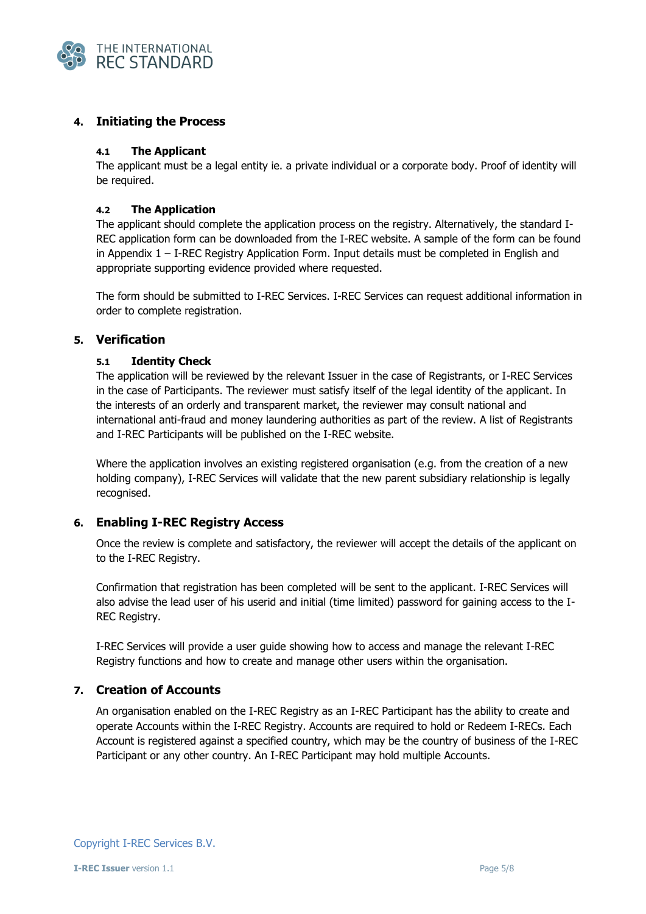## 4. Initiating the Process

### 4.1 The Applicant

The applicant must be a legal entity ie. a private individual or a corporate body. Proof of identity will be required.

### 4.2 The Application

The applicant should complete the application process on the registry. Alternatively, the standard I-REC application form can be downloaded from the I-REC website. A sample of the form can be found in Appendix 1 – I-REC Registry Application Form. Input details must be completed in English and appropriate supporting evidence provided where requested.

The form should be submitted to I-REC Services. I-REC Services can request additional information in order to complete registration.

## 5. Verification

### 5.1 Identity Check

The application will be reviewed by the relevant Issuer in the case of Registrants, or I-REC Services in the case of Participants. The reviewer must satisfy itself of the legal identity of the applicant. In the interests of an orderly and transparent market, the reviewer may consult national and international anti-fraud and money laundering authorities as part of the review. A list of Registrants and I-REC Participants will be published on the I-REC website.

Where the application involves an existing registered organisation (e.g. from the creation of a new holding company), I-REC Services will validate that the new parent subsidiary relationship is legally recognised.

## 6. Enabling I-REC Registry Access

Once the review is complete and satisfactory, the reviewer will accept the details of the applicant on to the I-REC Registry.

Confirmation that registration has been completed will be sent to the applicant. I-REC Services will also advise the lead user of his userid and initial (time limited) password for gaining access to the I-REC Registry.

I-REC Services will provide a user guide showing how to access and manage the relevant I-REC Registry functions and how to create and manage other users within the organisation.

## 7. Creation of Accounts

An organisation enabled on the I-REC Registry as an I-REC Participant has the ability to create and operate Accounts within the I-REC Registry. Accounts are required to hold or Redeem I-RECs. Each Account is registered against a specified country, which may be the country of business of the I-REC Participant or any other country. An I-REC Participant may hold multiple Accounts.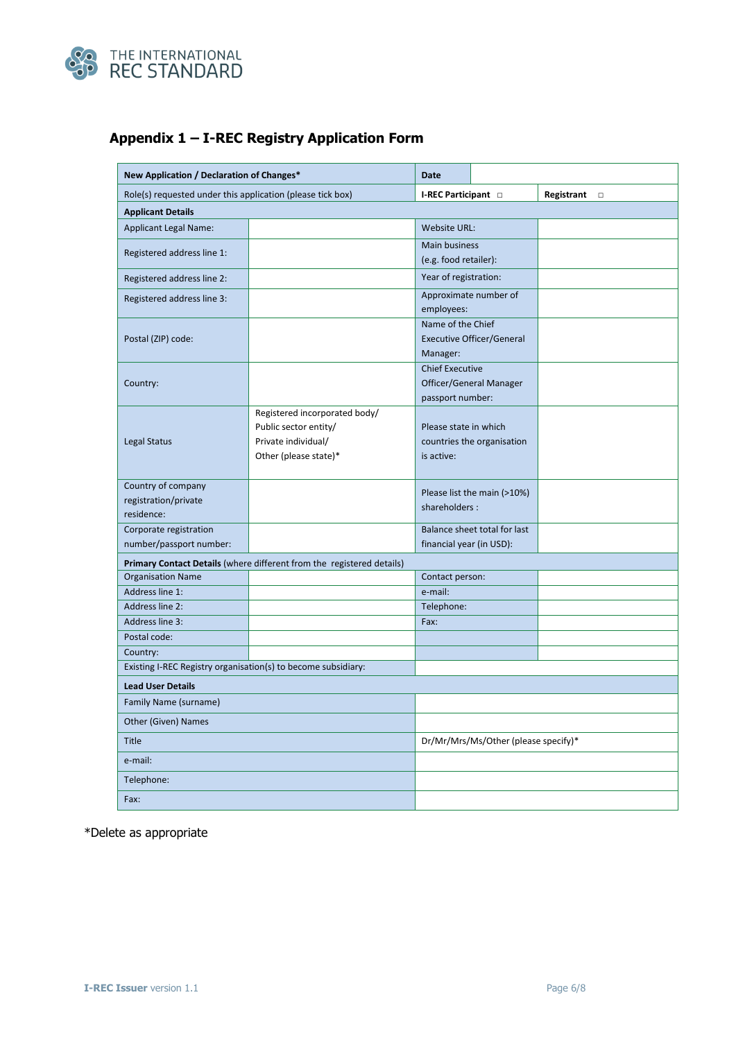## Appendix 1 – I-REC Registry Application Form

| New Application / Declaration of Changes* | | Date | |
|---|---|---|---|
| Role(s) requested under this application (please tick box) | | I-REC Participant ☐ | Registrant ☐ |
| **Applicant Details** | | | |
| Applicant Legal Name: | | Website URL: | |
| Registered address line 1: | | Main business (e.g. food retailer): | |
| Registered address line 2: | | Year of registration: | |
| Registered address line 3: | | Approximate number of employees: | |
| Postal (ZIP) code: | | Name of the Chief Executive Officer/General Manager: | |
| Country: | | Chief Executive Officer/General Manager passport number: | |
| Legal Status | Registered incorporated body/ Public sector entity/ Private individual/ Other (please state)* | Please state in which countries the organisation is active: | |
| Country of company registration/private residence: | | Please list the main (>10%) shareholders : | |
| Corporate registration number/passport number: | | Balance sheet total for last financial year (in USD): | |
| **Primary Contact Details** (where different from the registered details) | | | |
| Organisation Name | | Contact person: | |
| Address line 1: | | e-mail: | |
| Address line 2: | | Telephone: | |
| Address line 3: | | Fax: | |
| Postal code: | | | |
| Country: | | | |
| Existing I-REC Registry organisation(s) to become subsidiary: | | | |
| **Lead User Details** | | | |
| Family Name (surname) | | | |
| Other (Given) Names | | | |
| Title | | Dr/Mr/Mrs/Ms/Other (please specify)* | |
| e-mail: | | | |
| Telephone: | | | |
| Fax: | | | |

*Delete as appropriate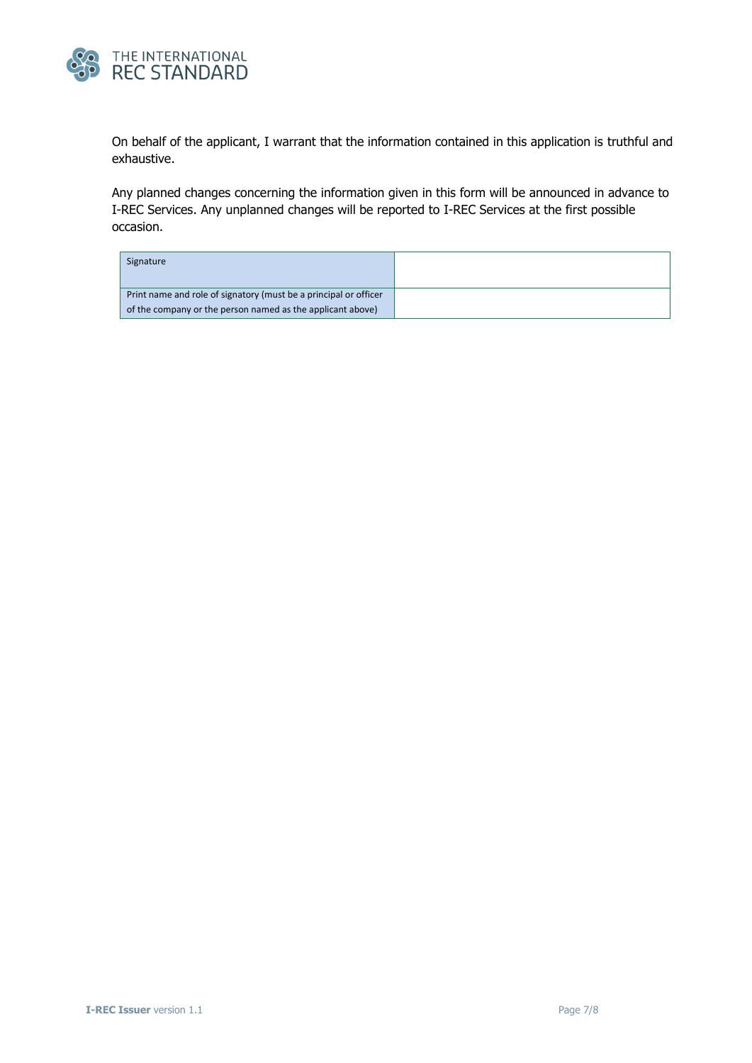On behalf of the applicant, I warrant that the information contained in this application is truthful and exhaustive.

Any planned changes concerning the information given in this form will be announced in advance to I-REC Services. Any unplanned changes will be reported to I-REC Services at the first possible occasion.

| | |
|---|---|
| Signature | |
| Print name and role of signatory (must be a principal or officer of the company or the person named as the applicant above) | |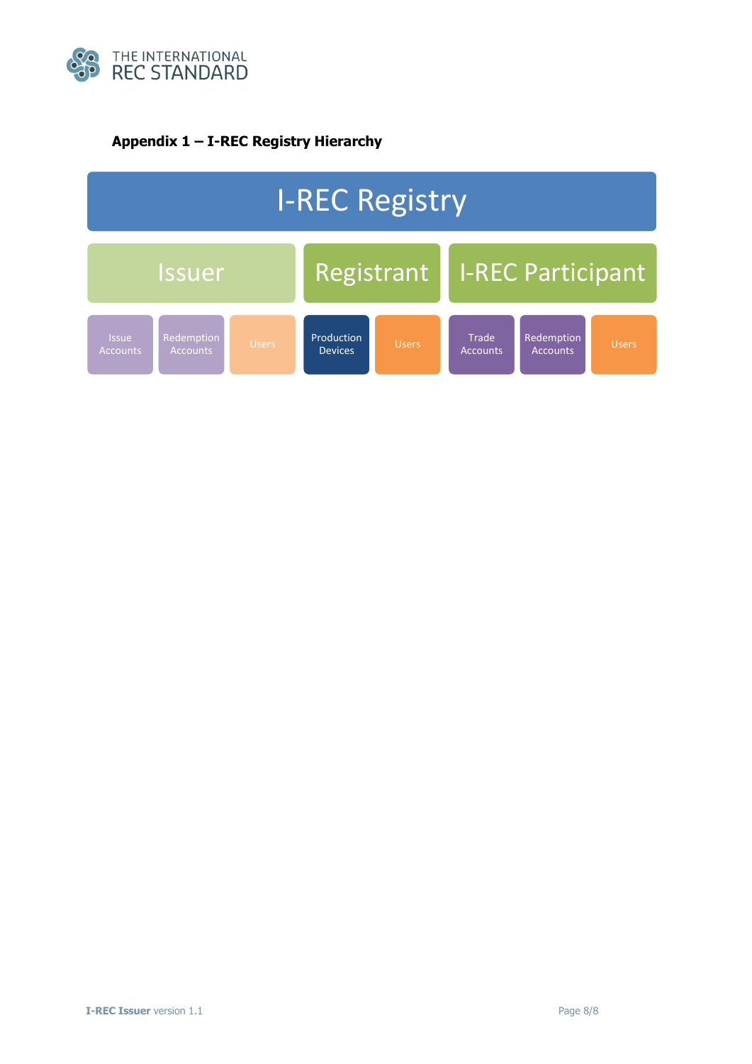**Appendix 1 – I-REC Registry Hierarchy**

I-REC Registry

Issuer

Registrant

I-REC Participant

Issue Accounts

Redemption Accounts

Users

Production Devices

Users

Trade Accounts

Redemption Accounts

Users